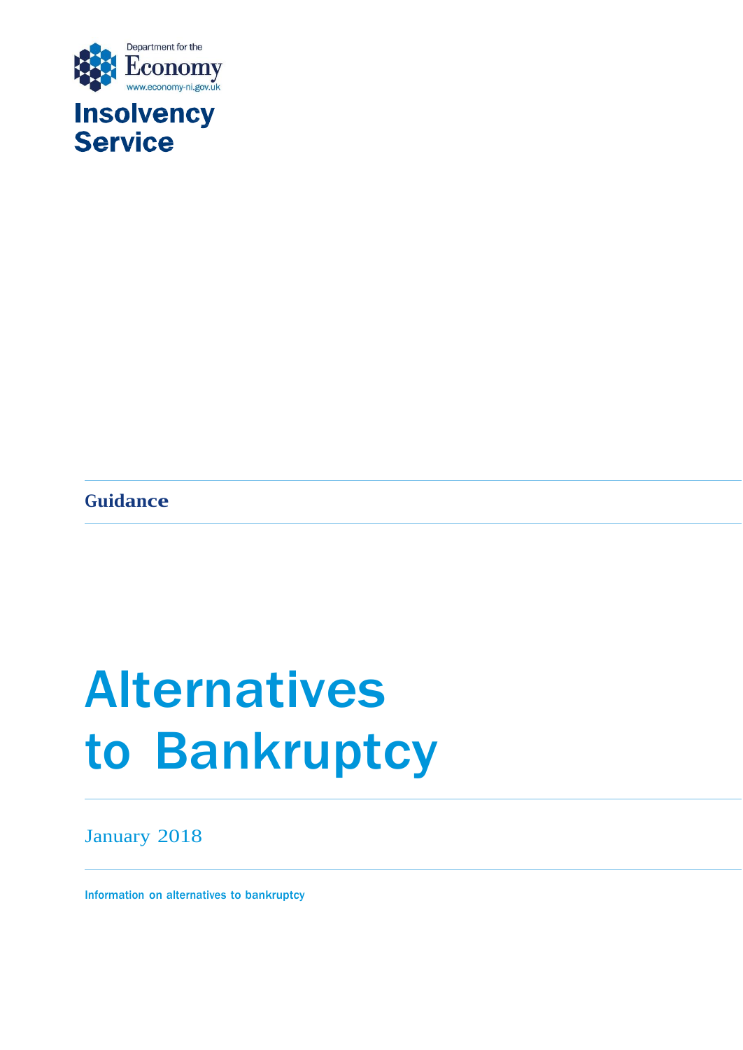Department for the Economy

www.economy-ni.gov.uk

**Insolvency Service**

**Guidance**

# Alternatives to Bankruptcy

January 2018

Information on alternatives to bankruptcy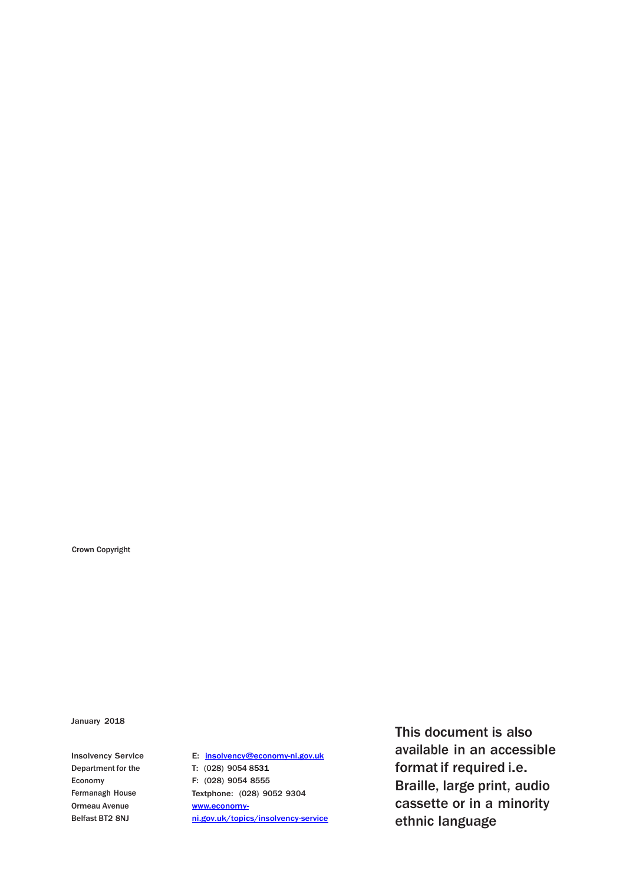Crown Copyright

January 2018

Insolvency Service
Department for the Economy
Fermanagh House
Ormeau Avenue
Belfast BT2 8NJ

E: [insolvency@economy-ni.gov.uk](mailto:insolvency@economy-ni.gov.uk)
T: (028) 9054 8531
F: (028) 9054 8555
Textphone: (028) 9052 9304
[www.economy-ni.gov.uk/topics/insolvency-service](http://www.economy-ni.gov.uk/topics/insolvency-service)

This document is also available in an accessible format if required i.e. Braille, large print, audio cassette or in a minority ethnic language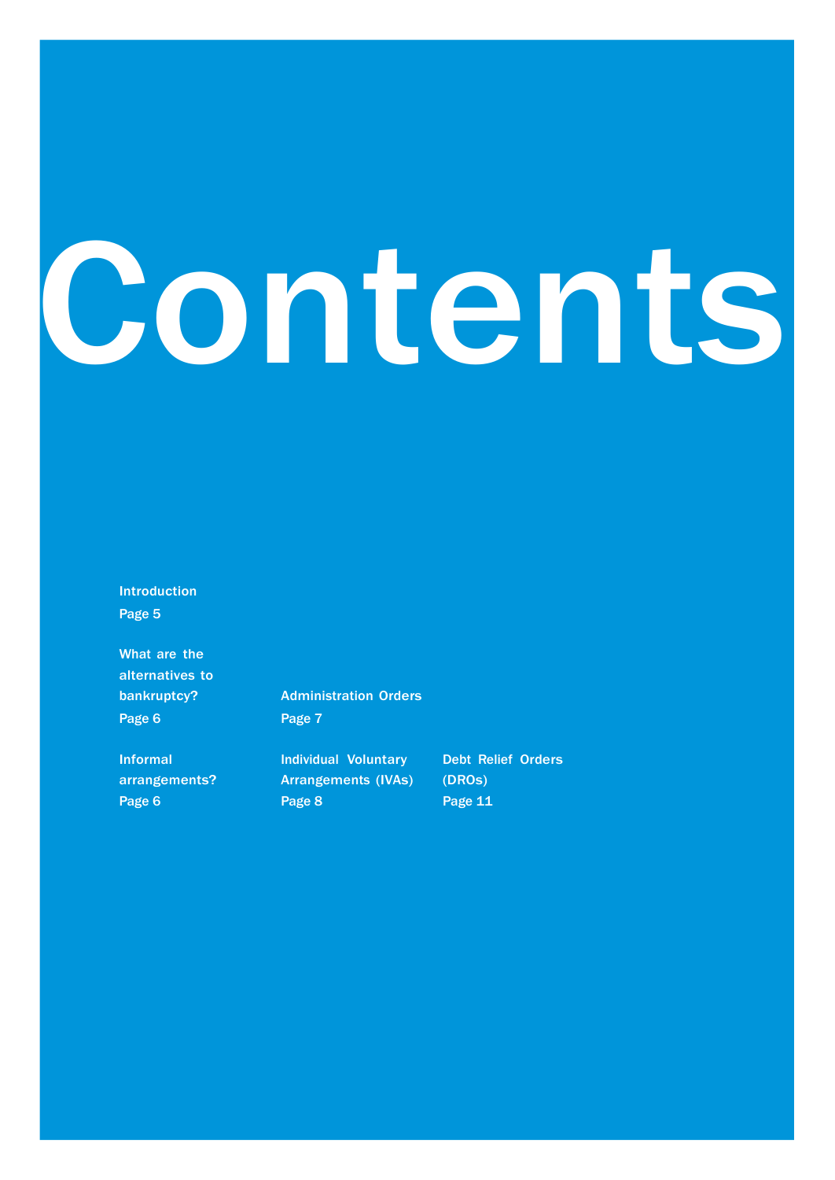# Contents

Introduction
Page 5

What are the alternatives to bankruptcy?
Page 6

Informal arrangements?
Page 6

Administration Orders
Page 7

Individual Voluntary Arrangements (IVAs)
Page 8

Debt Relief Orders (DROs)
Page 11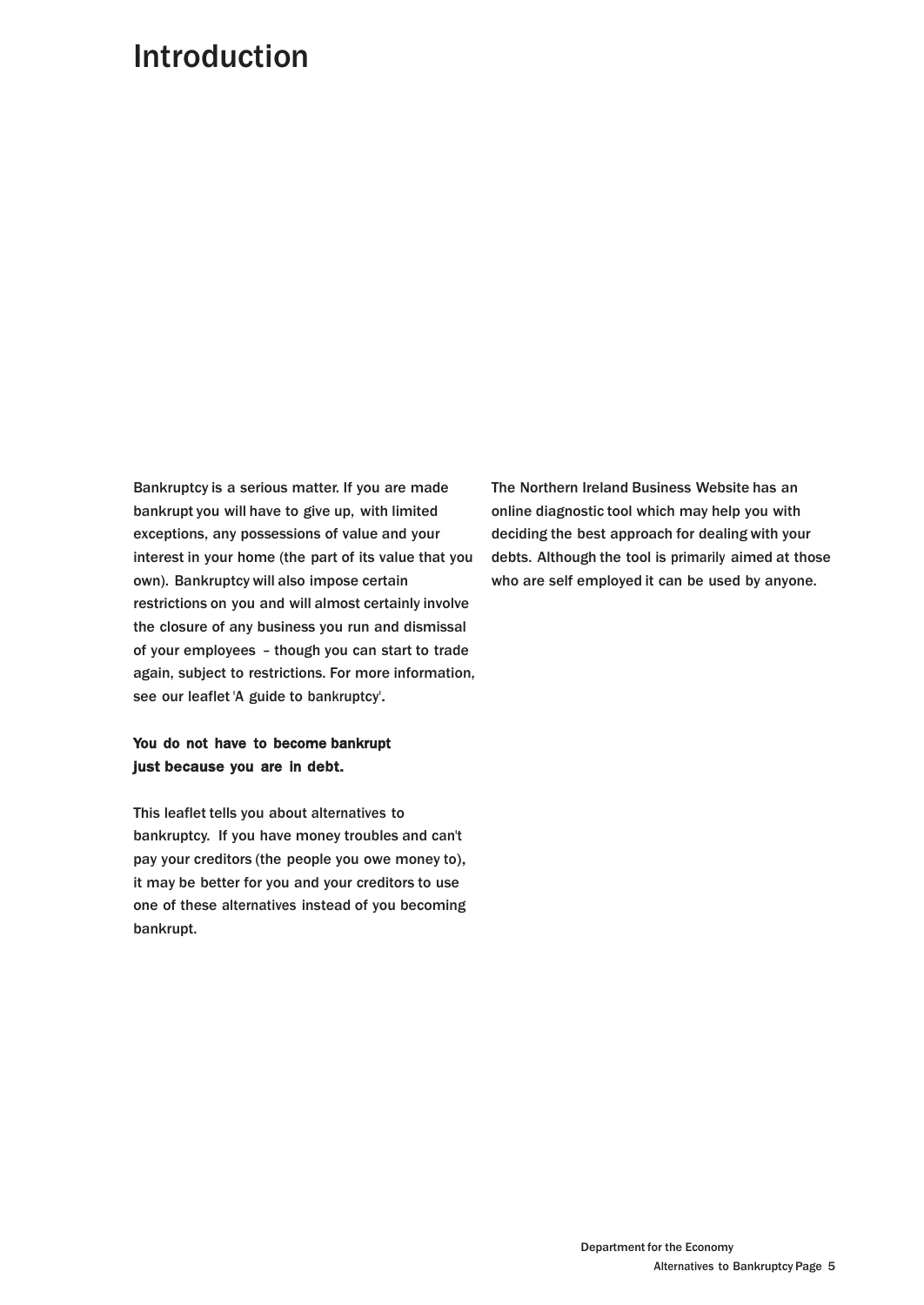# Introduction

Bankruptcy is a serious matter. If you are made bankrupt you will have to give up, with limited exceptions, any possessions of value and your interest in your home (the part of its value that you own). Bankruptcy will also impose certain restrictions on you and will almost certainly involve the closure of any business you run and dismissal of your employees – though you can start to trade again, subject to restrictions. For more information, see our leaflet 'A guide to bankruptcy'.

**You do not have to become bankrupt just because you are in debt.**

This leaflet tells you about alternatives to bankruptcy. If you have money troubles and can't pay your creditors (the people you owe money to), it may be better for you and your creditors to use one of these alternatives instead of you becoming bankrupt.

The Northern Ireland Business Website has an online diagnostic tool which may help you with deciding the best approach for dealing with your debts. Although the tool is primarily aimed at those who are self employed it can be used by anyone.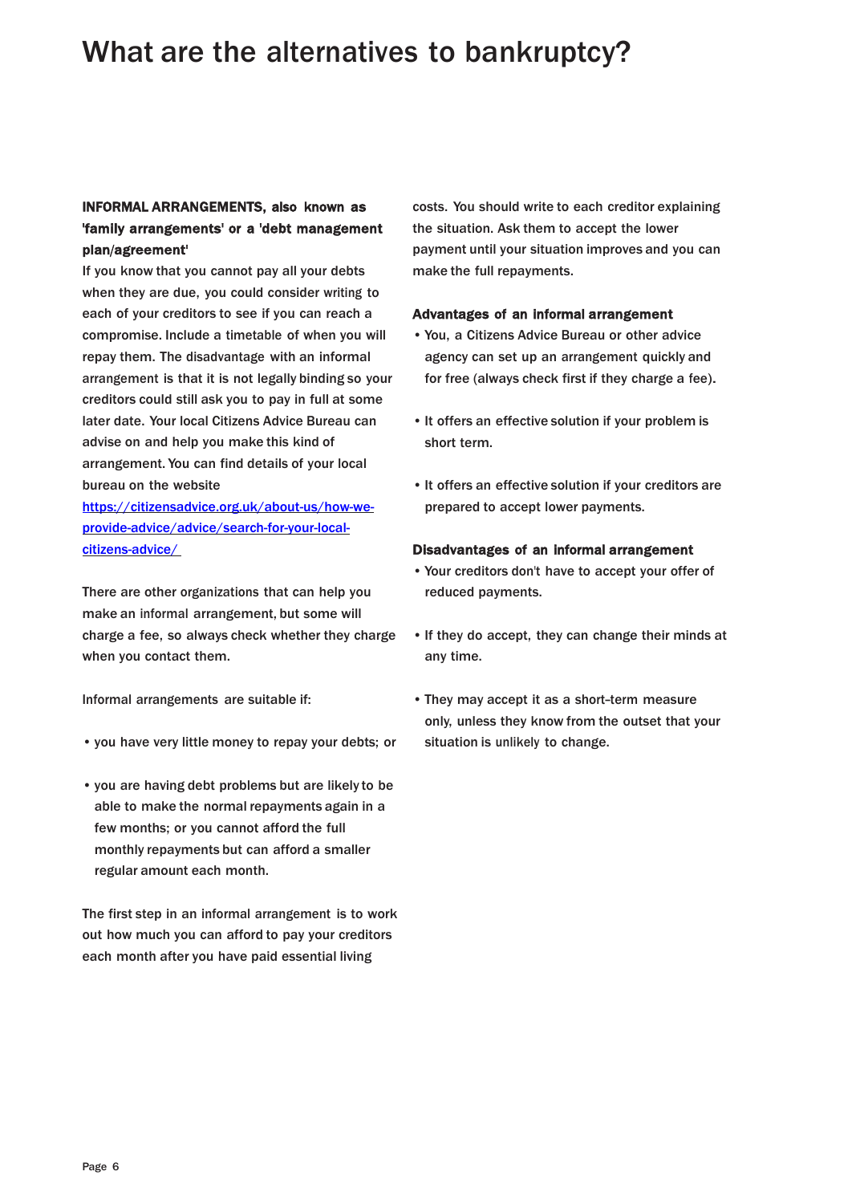# What are the alternatives to bankruptcy?

**INFORMAL ARRANGEMENTS, also known as 'family arrangements' or a 'debt management plan/agreement'**

If you know that you cannot pay all your debts when they are due, you could consider writing to each of your creditors to see if you can reach a compromise. Include a timetable of when you will repay them. The disadvantage with an informal arrangement is that it is not legally binding so your creditors could still ask you to pay in full at some later date. Your local Citizens Advice Bureau can advise on and help you make this kind of arrangement. You can find details of your local bureau on the website [https://citizensadvice.org.uk/about-us/how-we-provide-advice/advice/search-for-your-local-citizens-advice/](https://citizensadvice.org.uk/about-us/how-we-provide-advice/advice/search-for-your-local-citizens-advice/)

There are other organizations that can help you make an informal arrangement, but some will charge a fee, so always check whether they charge when you contact them.

Informal arrangements are suitable if:

- you have very little money to repay your debts; or
- you are having debt problems but are likely to be able to make the normal repayments again in a few months; or you cannot afford the full monthly repayments but can afford a smaller regular amount each month.

The first step in an informal arrangement is to work out how much you can afford to pay your creditors each month after you have paid essential living costs. You should write to each creditor explaining the situation. Ask them to accept the lower payment until your situation improves and you can make the full repayments.

**Advantages of an informal arrangement**

- You, a Citizens Advice Bureau or other advice agency can set up an arrangement quickly and for free (always check first if they charge a fee).
- It offers an effective solution if your problem is short term.
- It offers an effective solution if your creditors are prepared to accept lower payments.

**Disadvantages of an informal arrangement**

- Your creditors don't have to accept your offer of reduced payments.
- If they do accept, they can change their minds at any time.
- They may accept it as a short-term measure only, unless they know from the outset that your situation is unlikely to change.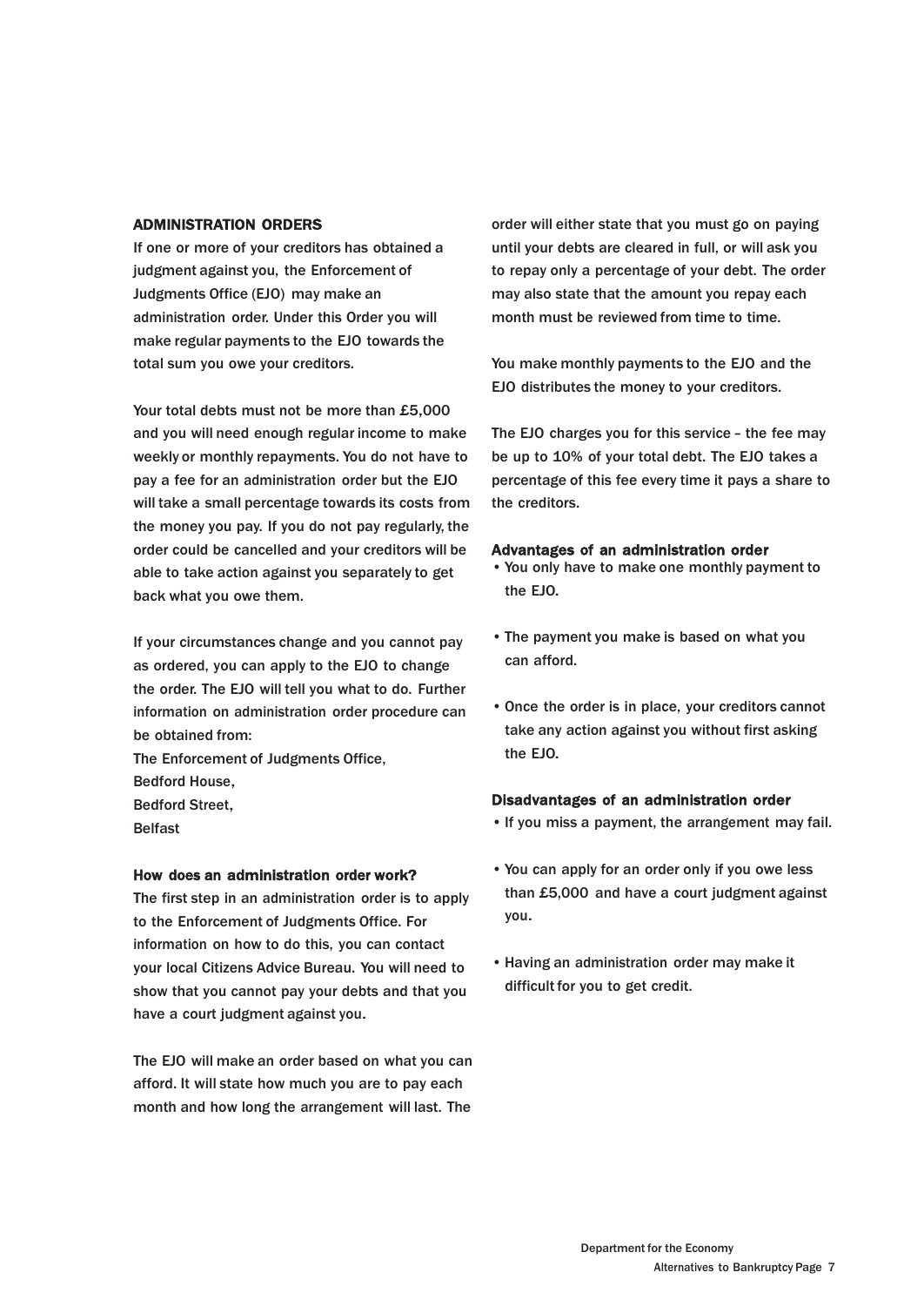## ADMINISTRATION ORDERS

If one or more of your creditors has obtained a judgment against you, the Enforcement of Judgments Office (EJO) may make an administration order. Under this Order you will make regular payments to the EJO towards the total sum you owe your creditors.

Your total debts must not be more than £5,000 and you will need enough regular income to make weekly or monthly repayments. You do not have to pay a fee for an administration order but the EJO will take a small percentage towards its costs from the money you pay. If you do not pay regularly, the order could be cancelled and your creditors will be able to take action against you separately to get back what you owe them.

If your circumstances change and you cannot pay as ordered, you can apply to the EJO to change the order. The EJO will tell you what to do. Further information on administration order procedure can be obtained from:
The Enforcement of Judgments Office,
Bedford House,
Bedford Street,
Belfast

### How does an administration order work?

The first step in an administration order is to apply to the Enforcement of Judgments Office. For information on how to do this, you can contact your local Citizens Advice Bureau. You will need to show that you cannot pay your debts and that you have a court judgment against you.

The EJO will make an order based on what you can afford. It will state how much you are to pay each month and how long the arrangement will last. The order will either state that you must go on paying until your debts are cleared in full, or will ask you to repay only a percentage of your debt. The order may also state that the amount you repay each month must be reviewed from time to time.

You make monthly payments to the EJO and the EJO distributes the money to your creditors.

The EJO charges you for this service – the fee may be up to 10% of your total debt. The EJO takes a percentage of this fee every time it pays a share to the creditors.

### Advantages of an administration order

- You only have to make one monthly payment to the EJO.
- The payment you make is based on what you can afford.
- Once the order is in place, your creditors cannot take any action against you without first asking the EJO.

### Disadvantages of an administration order

- If you miss a payment, the arrangement may fail.
- You can apply for an order only if you owe less than £5,000 and have a court judgment against you.
- Having an administration order may make it difficult for you to get credit.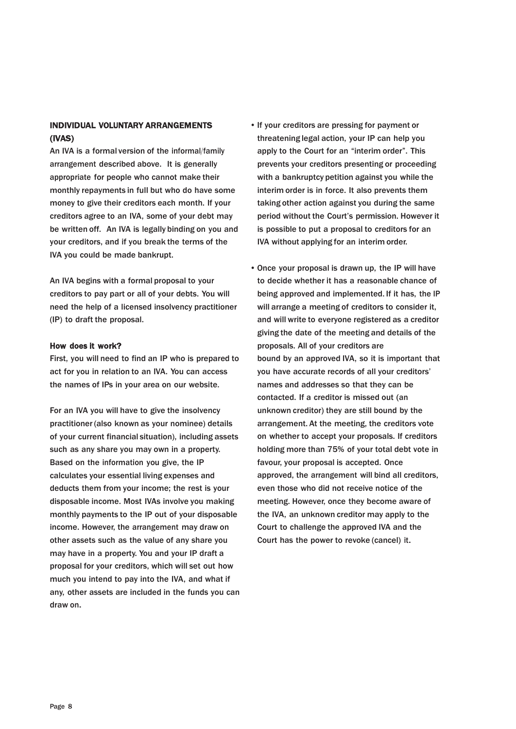## INDIVIDUAL VOLUNTARY ARRANGEMENTS (IVAS)

An IVA is a formal version of the informal/family arrangement described above. It is generally appropriate for people who cannot make their monthly repayments in full but who do have some money to give their creditors each month. If your creditors agree to an IVA, some of your debt may be written off. An IVA is legally binding on you and your creditors, and if you break the terms of the IVA you could be made bankrupt.

An IVA begins with a formal proposal to your creditors to pay part or all of your debts. You will need the help of a licensed insolvency practitioner (IP) to draft the proposal.

### How does it work?

First, you will need to find an IP who is prepared to act for you in relation to an IVA. You can access the names of IPs in your area on our website.

For an IVA you will have to give the insolvency practitioner (also known as your nominee) details of your current financial situation), including assets such as any share you may own in a property. Based on the information you give, the IP calculates your essential living expenses and deducts them from your income; the rest is your disposable income. Most IVAs involve you making monthly payments to the IP out of your disposable income. However, the arrangement may draw on other assets such as the value of any share you may have in a property. You and your IP draft a proposal for your creditors, which will set out how much you intend to pay into the IVA, and what if any, other assets are included in the funds you can draw on.

- If your creditors are pressing for payment or threatening legal action, your IP can help you apply to the Court for an "interim order". This prevents your creditors presenting or proceeding with a bankruptcy petition against you while the interim order is in force. It also prevents them taking other action against you during the same period without the Court's permission. However it is possible to put a proposal to creditors for an IVA without applying for an interim order.

- Once your proposal is drawn up, the IP will have to decide whether it has a reasonable chance of being approved and implemented. If it has, the IP will arrange a meeting of creditors to consider it, and will write to everyone registered as a creditor giving the date of the meeting and details of the proposals. All of your creditors are bound by an approved IVA, so it is important that you have accurate records of all your creditors' names and addresses so that they can be contacted. If a creditor is missed out (an unknown creditor) they are still bound by the arrangement. At the meeting, the creditors vote on whether to accept your proposals. If creditors holding more than 75% of your total debt vote in favour, your proposal is accepted. Once approved, the arrangement will bind all creditors, even those who did not receive notice of the meeting. However, once they become aware of the IVA, an unknown creditor may apply to the Court to challenge the approved IVA and the Court has the power to revoke (cancel) it.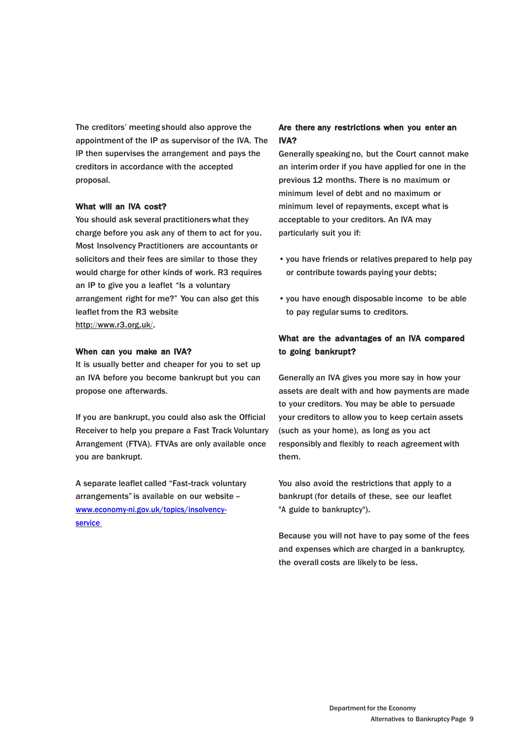The creditors' meeting should also approve the appointment of the IP as supervisor of the IVA. The IP then supervises the arrangement and pays the creditors in accordance with the accepted proposal.

### What will an IVA cost?

You should ask several practitioners what they charge before you ask any of them to act for you. Most Insolvency Practitioners are accountants or solicitors and their fees are similar to those they would charge for other kinds of work. R3 requires an IP to give you a leaflet "Is a voluntary arrangement right for me?" You can also get this leaflet from the R3 website http://www.r3.org.uk/.

### When can you make an IVA?

It is usually better and cheaper for you to set up an IVA before you become bankrupt but you can propose one afterwards.

If you are bankrupt, you could also ask the Official Receiver to help you prepare a Fast Track Voluntary Arrangement (FTVA). FTVAs are only available once you are bankrupt.

A separate leaflet called "Fast-track voluntary arrangements" is available on our website – www.economy-ni.gov.uk/topics/insolvency-service

### Are there any restrictions when you enter an IVA?

Generally speaking no, but the Court cannot make an interim order if you have applied for one in the previous 12 months. There is no maximum or minimum level of debt and no maximum or minimum level of repayments, except what is acceptable to your creditors. An IVA may particularly suit you if:

- you have friends or relatives prepared to help pay or contribute towards paying your debts;
- you have enough disposable income to be able to pay regular sums to creditors.

### What are the advantages of an IVA compared to going bankrupt?

Generally an IVA gives you more say in how your assets are dealt with and how payments are made to your creditors. You may be able to persuade your creditors to allow you to keep certain assets (such as your home), as long as you act responsibly and flexibly to reach agreement with them.

You also avoid the restrictions that apply to a bankrupt (for details of these, see our leaflet "A guide to bankruptcy").

Because you will not have to pay some of the fees and expenses which are charged in a bankruptcy, the overall costs are likely to be less.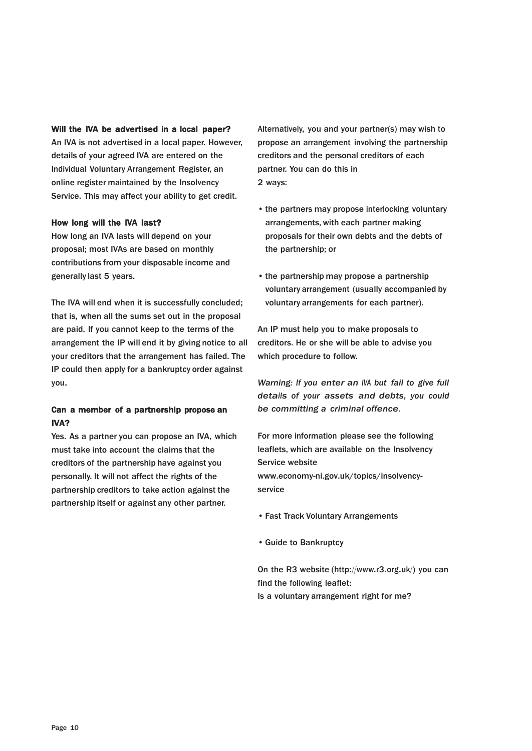### Will the IVA be advertised in a local paper?

An IVA is not advertised in a local paper. However, details of your agreed IVA are entered on the Individual Voluntary Arrangement Register, an online register maintained by the Insolvency Service. This may affect your ability to get credit.

### How long will the IVA last?

How long an IVA lasts will depend on your proposal; most IVAs are based on monthly contributions from your disposable income and generally last 5 years.

The IVA will end when it is successfully concluded; that is, when all the sums set out in the proposal are paid. If you cannot keep to the terms of the arrangement the IP will end it by giving notice to all your creditors that the arrangement has failed. The IP could then apply for a bankruptcy order against you.

### Can a member of a partnership propose an IVA?

Yes. As a partner you can propose an IVA, which must take into account the claims that the creditors of the partnership have against you personally. It will not affect the rights of the partnership creditors to take action against the partnership itself or against any other partner.

Alternatively, you and your partner(s) may wish to propose an arrangement involving the partnership creditors and the personal creditors of each partner. You can do this in 2 ways:

- the partners may propose interlocking voluntary arrangements, with each partner making proposals for their own debts and the debts of the partnership; or
- the partnership may propose a partnership voluntary arrangement (usually accompanied by voluntary arrangements for each partner).

An IP must help you to make proposals to creditors. He or she will be able to advise you which procedure to follow.

*Warning: If you enter an IVA but fail to give full details of your assets and debts, you could be committing a criminal offence.*

For more information please see the following leaflets, which are available on the Insolvency Service website www.economy-ni.gov.uk/topics/insolvency-service

- Fast Track Voluntary Arrangements
- Guide to Bankruptcy

On the R3 website (http://www.r3.org.uk/) you can find the following leaflet:
Is a voluntary arrangement right for me?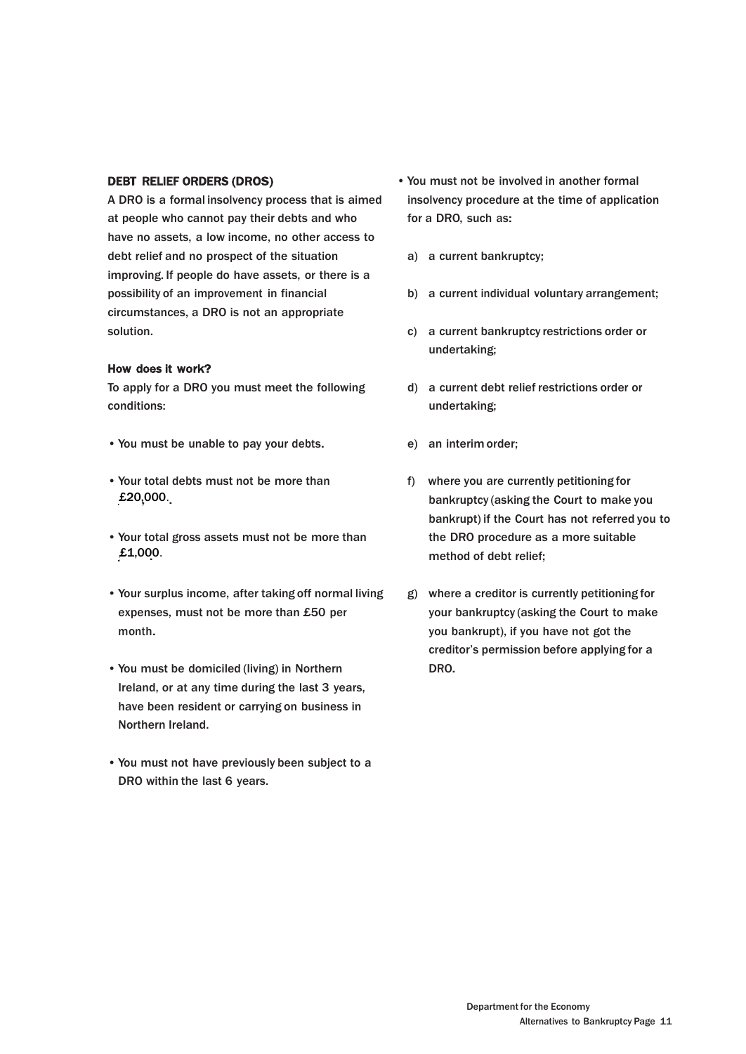## DEBT RELIEF ORDERS (DROS)

A DRO is a formal insolvency process that is aimed at people who cannot pay their debts and who have no assets, a low income, no other access to debt relief and no prospect of the situation improving. If people do have assets, or there is a possibility of an improvement in financial circumstances, a DRO is not an appropriate solution.

### How does it work?

To apply for a DRO you must meet the following conditions:

- You must be unable to pay your debts.
- Your total debts must not be more than £20,000.
- Your total gross assets must not be more than £1,000.
- Your surplus income, after taking off normal living expenses, must not be more than £50 per month.
- You must be domiciled (living) in Northern Ireland, or at any time during the last 3 years, have been resident or carrying on business in Northern Ireland.
- You must not have previously been subject to a DRO within the last 6 years.
- You must not be involved in another formal insolvency procedure at the time of application for a DRO, such as:
  a) a current bankruptcy;
  b) a current individual voluntary arrangement;
  c) a current bankruptcy restrictions order or undertaking;
  d) a current debt relief restrictions order or undertaking;
  e) an interim order;
  f) where you are currently petitioning for bankruptcy (asking the Court to make you bankrupt) if the Court has not referred you to the DRO procedure as a more suitable method of debt relief;
  g) where a creditor is currently petitioning for your bankruptcy (asking the Court to make you bankrupt), if you have not got the creditor's permission before applying for a DRO.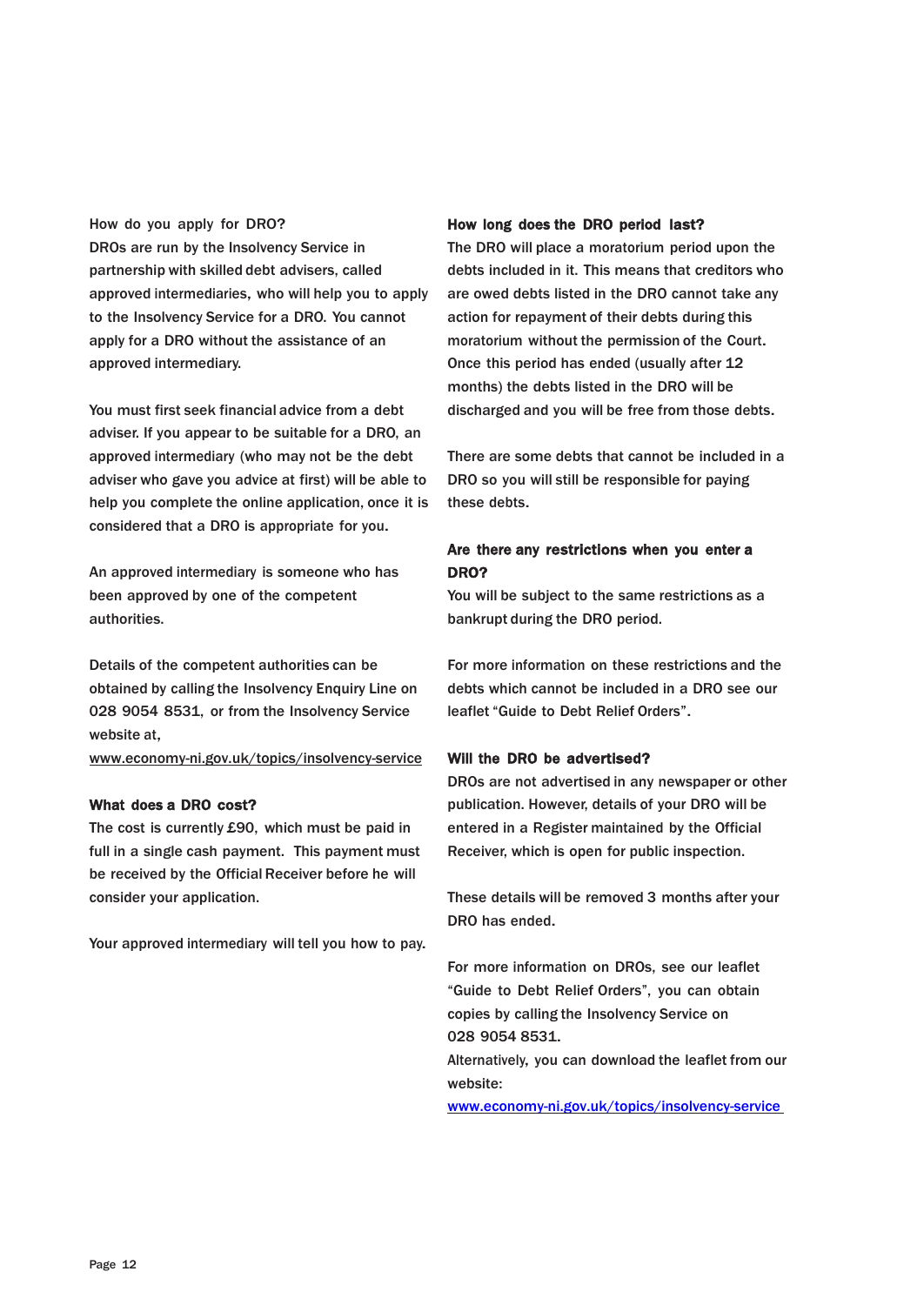How do you apply for DRO?

DROs are run by the Insolvency Service in partnership with skilled debt advisers, called approved intermediaries, who will help you to apply to the Insolvency Service for a DRO. You cannot apply for a DRO without the assistance of an approved intermediary.

You must first seek financial advice from a debt adviser. If you appear to be suitable for a DRO, an approved intermediary (who may not be the debt adviser who gave you advice at first) will be able to help you complete the online application, once it is considered that a DRO is appropriate for you.

An approved intermediary is someone who has been approved by one of the competent authorities.

Details of the competent authorities can be obtained by calling the Insolvency Enquiry Line on 028 9054 8531, or from the Insolvency Service website at, www.economy-ni.gov.uk/topics/insolvency-service

**What does a DRO cost?**

The cost is currently £90, which must be paid in full in a single cash payment. This payment must be received by the Official Receiver before he will consider your application.

Your approved intermediary will tell you how to pay.

**How long does the DRO period last?**

The DRO will place a moratorium period upon the debts included in it. This means that creditors who are owed debts listed in the DRO cannot take any action for repayment of their debts during this moratorium without the permission of the Court. Once this period has ended (usually after 12 months) the debts listed in the DRO will be discharged and you will be free from those debts.

There are some debts that cannot be included in a DRO so you will still be responsible for paying these debts.

**Are there any restrictions when you enter a DRO?**

You will be subject to the same restrictions as a bankrupt during the DRO period.

For more information on these restrictions and the debts which cannot be included in a DRO see our leaflet "Guide to Debt Relief Orders".

**Will the DRO be advertised?**

DROs are not advertised in any newspaper or other publication. However, details of your DRO will be entered in a Register maintained by the Official Receiver, which is open for public inspection.

These details will be removed 3 months after your DRO has ended.

For more information on DROs, see our leaflet "Guide to Debt Relief Orders", you can obtain copies by calling the Insolvency Service on 028 9054 8531.

Alternatively, you can download the leaflet from our website:
www.economy-ni.gov.uk/topics/insolvency-service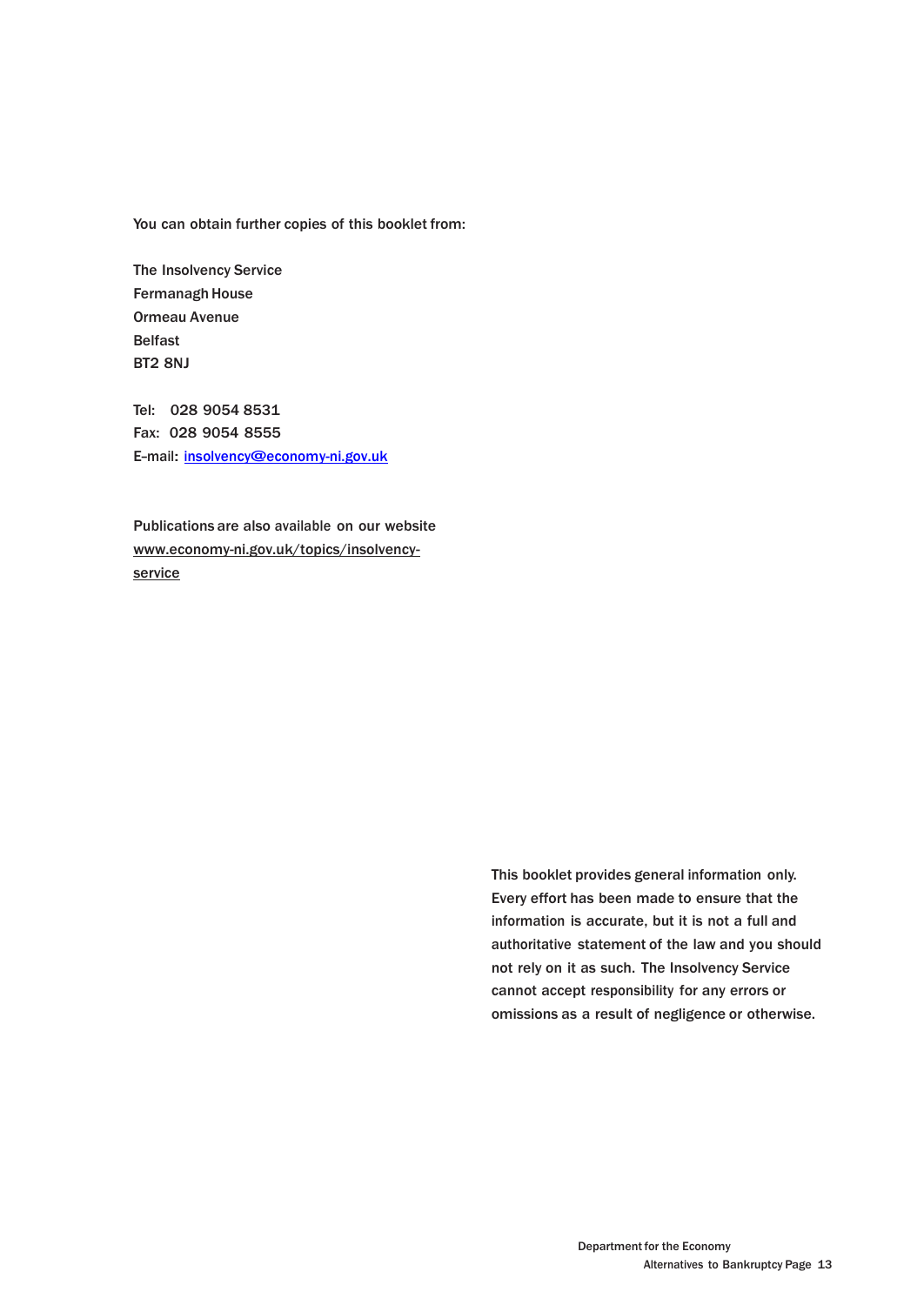You can obtain further copies of this booklet from:

The Insolvency Service
Fermanagh House
Ormeau Avenue
Belfast
BT2 8NJ

Tel: 028 9054 8531
Fax: 028 9054 8555
E-mail: insolvency@economy-ni.gov.uk

Publications are also available on our website www.economy-ni.gov.uk/topics/insolvency-service

This booklet provides general information only. Every effort has been made to ensure that the information is accurate, but it is not a full and authoritative statement of the law and you should not rely on it as such. The Insolvency Service cannot accept responsibility for any errors or omissions as a result of negligence or otherwise.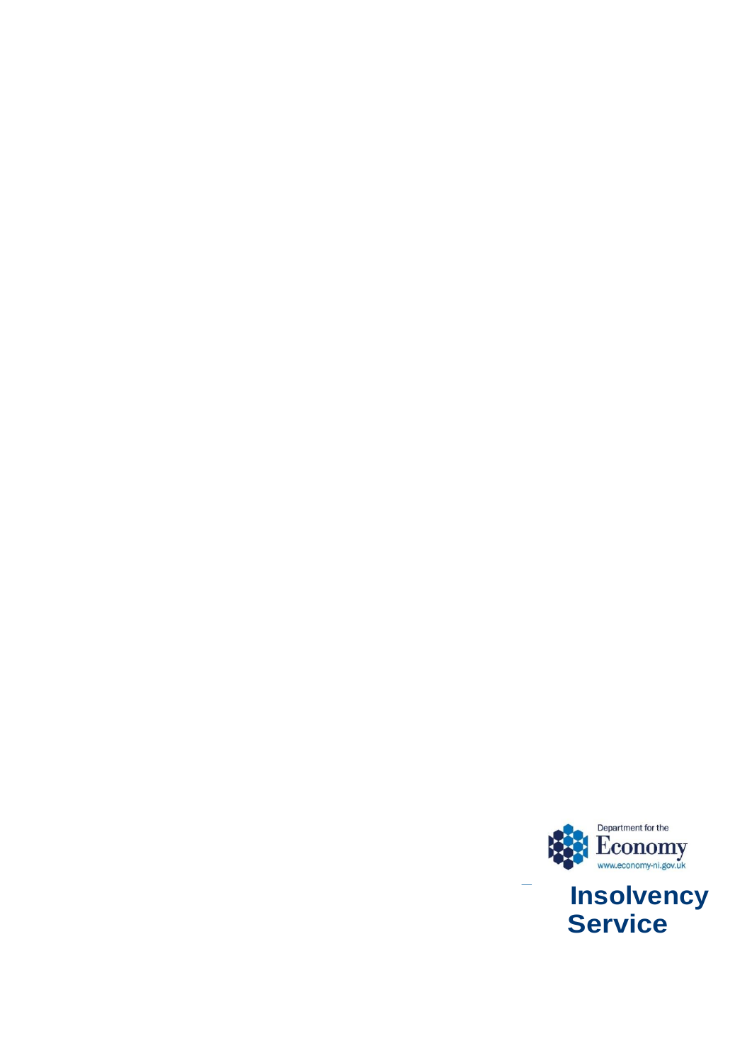Department for the

Economy

www.economy-ni.gov.uk

**Insolvency Service**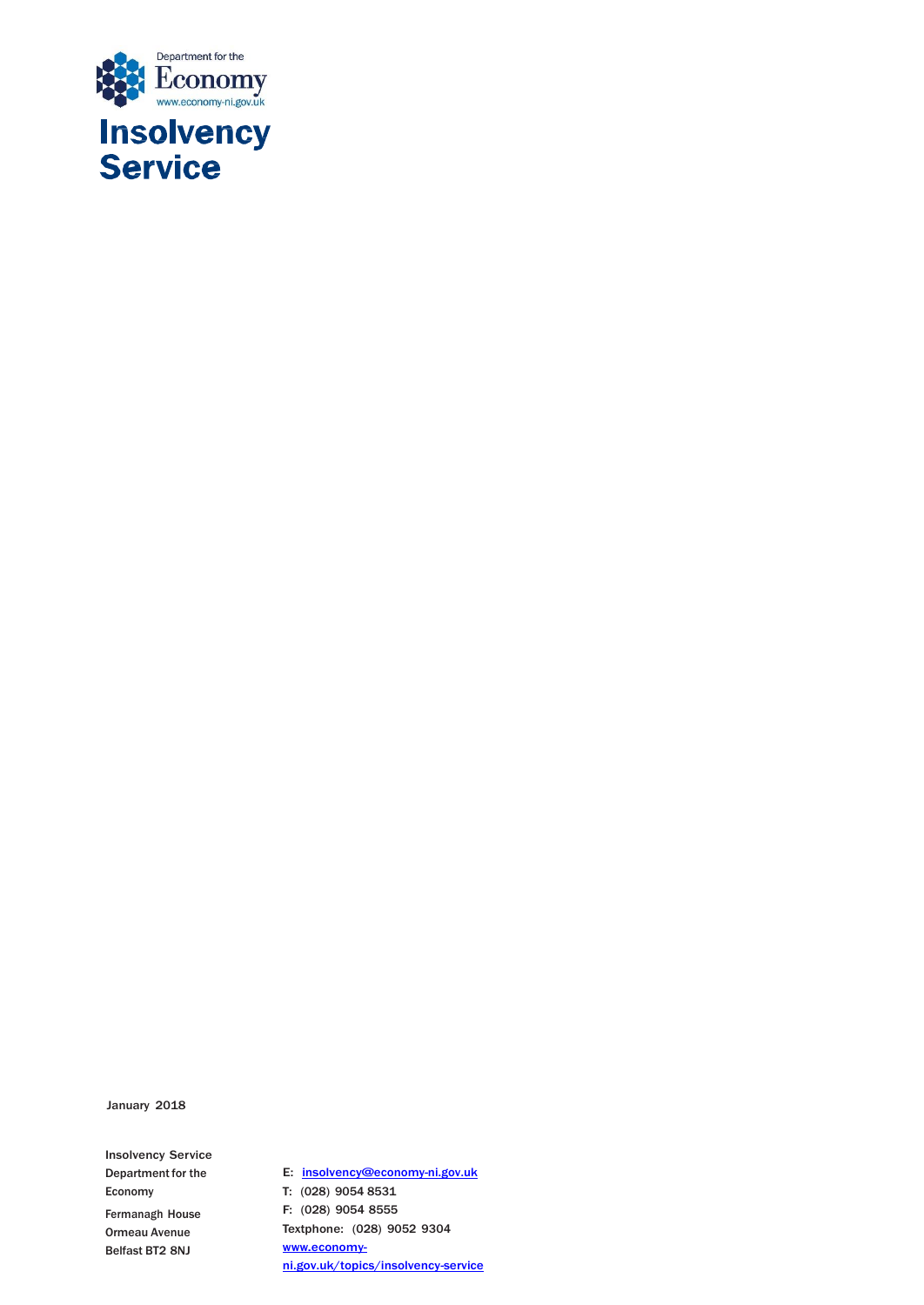Department for the Economy

www.economy-ni.gov.uk

# Insolvency Service

January 2018

**Insolvency Service**

Department for the Economy

Fermanagh House
Ormeau Avenue
Belfast BT2 8NJ

E: insolvency@economy-ni.gov.uk

T: (028) 9054 8531

F: (028) 9054 8555

Textphone: (028) 9052 9304

www.economy-ni.gov.uk/topics/insolvency-service